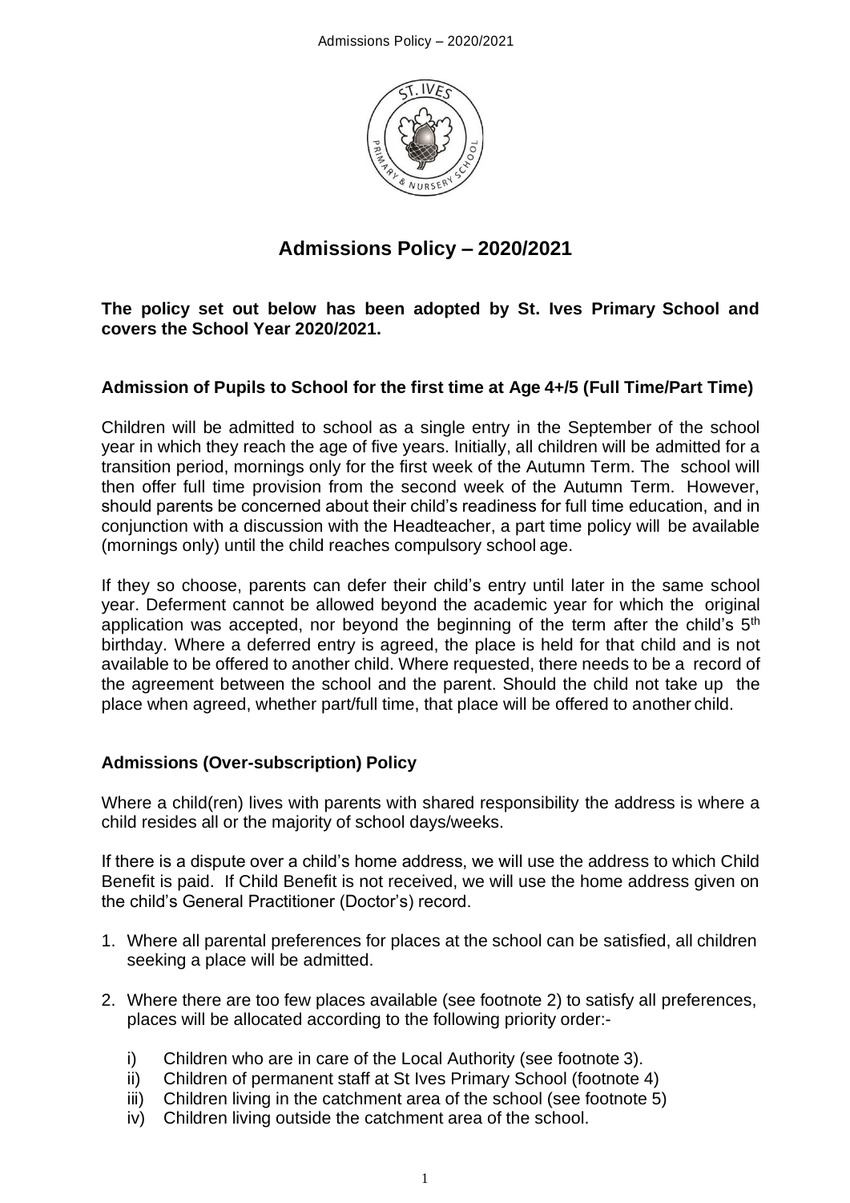# Admissions Policy – 2020/2021

**The policy set out below has been adopted by St. Ives Primary School and covers the School Year 2020/2021.**

### Admission of Pupils to School for the first time at Age 4+/5 (Full Time/Part Time)

Children will be admitted to school as a single entry in the September of the school year in which they reach the age of five years. Initially, all children will be admitted for a transition period, mornings only for the first week of the Autumn Term. The school will then offer full time provision from the second week of the Autumn Term. However, should parents be concerned about their child's readiness for full time education, and in conjunction with a discussion with the Headteacher, a part time policy will be available (mornings only) until the child reaches compulsory school age.

If they so choose, parents can defer their child's entry until later in the same school year. Deferment cannot be allowed beyond the academic year for which the original application was accepted, nor beyond the beginning of the term after the child's 5th birthday. Where a deferred entry is agreed, the place is held for that child and is not available to be offered to another child. Where requested, there needs to be a record of the agreement between the school and the parent. Should the child not take up the place when agreed, whether part/full time, that place will be offered to another child.

### Admissions (Over-subscription) Policy

Where a child(ren) lives with parents with shared responsibility the address is where a child resides all or the majority of school days/weeks.

If there is a dispute over a child's home address, we will use the address to which Child Benefit is paid. If Child Benefit is not received, we will use the home address given on the child's General Practitioner (Doctor's) record.

1. Where all parental preferences for places at the school can be satisfied, all children seeking a place will be admitted.
2. Where there are too few places available (see footnote 2) to satisfy all preferences, places will be allocated according to the following priority order:-

   i) Children who are in care of the Local Authority (see footnote 3).
   ii) Children of permanent staff at St Ives Primary School (footnote 4)
   iii) Children living in the catchment area of the school (see footnote 5)
   iv) Children living outside the catchment area of the school.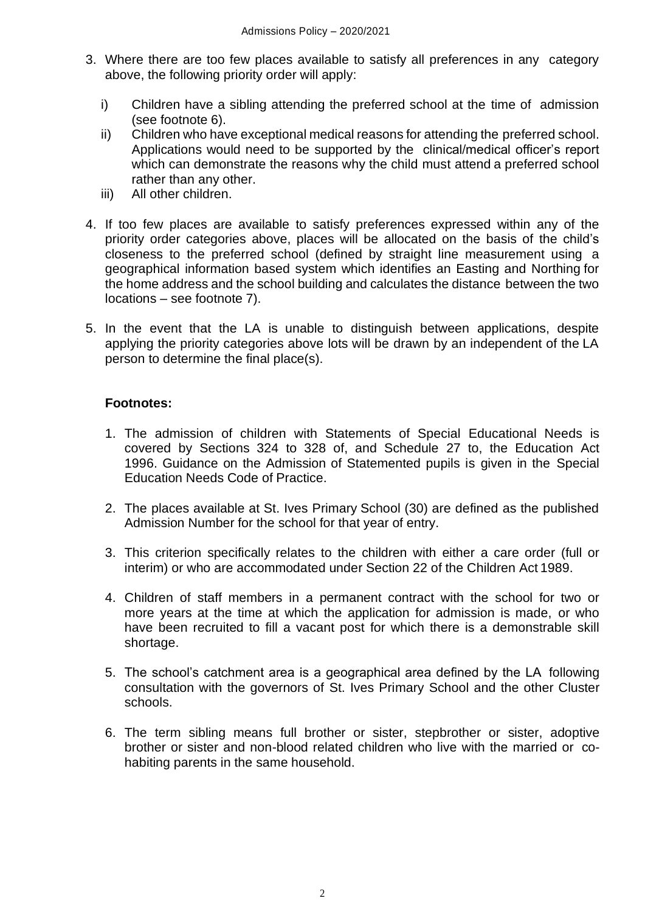3. Where there are too few places available to satisfy all preferences in any category above, the following priority order will apply:

   i) Children have a sibling attending the preferred school at the time of admission (see footnote 6).
   ii) Children who have exceptional medical reasons for attending the preferred school. Applications would need to be supported by the clinical/medical officer's report which can demonstrate the reasons why the child must attend a preferred school rather than any other.
   iii) All other children.

4. If too few places are available to satisfy preferences expressed within any of the priority order categories above, places will be allocated on the basis of the child's closeness to the preferred school (defined by straight line measurement using a geographical information based system which identifies an Easting and Northing for the home address and the school building and calculates the distance between the two locations – see footnote 7).

5. In the event that the LA is unable to distinguish between applications, despite applying the priority categories above lots will be drawn by an independent of the LA person to determine the final place(s).

**Footnotes:**

1. The admission of children with Statements of Special Educational Needs is covered by Sections 324 to 328 of, and Schedule 27 to, the Education Act 1996. Guidance on the Admission of Statemented pupils is given in the Special Education Needs Code of Practice.

2. The places available at St. Ives Primary School (30) are defined as the published Admission Number for the school for that year of entry.

3. This criterion specifically relates to the children with either a care order (full or interim) or who are accommodated under Section 22 of the Children Act 1989.

4. Children of staff members in a permanent contract with the school for two or more years at the time at which the application for admission is made, or who have been recruited to fill a vacant post for which there is a demonstrable skill shortage.

5. The school's catchment area is a geographical area defined by the LA following consultation with the governors of St. Ives Primary School and the other Cluster schools.

6. The term sibling means full brother or sister, stepbrother or sister, adoptive brother or sister and non-blood related children who live with the married or co-habiting parents in the same household.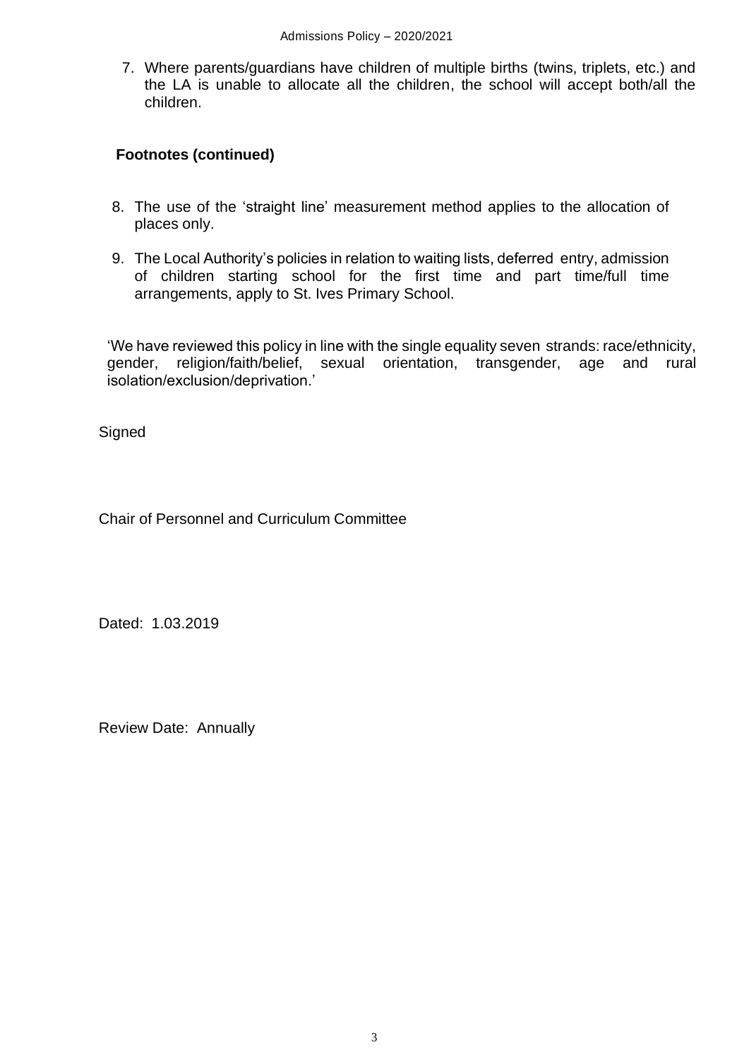7. Where parents/guardians have children of multiple births (twins, triplets, etc.) and the LA is unable to allocate all the children, the school will accept both/all the children.

**Footnotes (continued)**

8. The use of the 'straight line' measurement method applies to the allocation of places only.
9. The Local Authority's policies in relation to waiting lists, deferred entry, admission of children starting school for the first time and part time/full time arrangements, apply to St. Ives Primary School.

'We have reviewed this policy in line with the single equality seven strands: race/ethnicity, gender, religion/faith/belief, sexual orientation, transgender, age and rural isolation/exclusion/deprivation.'

Signed

Chair of Personnel and Curriculum Committee

Dated: 1.03.2019

Review Date: Annually